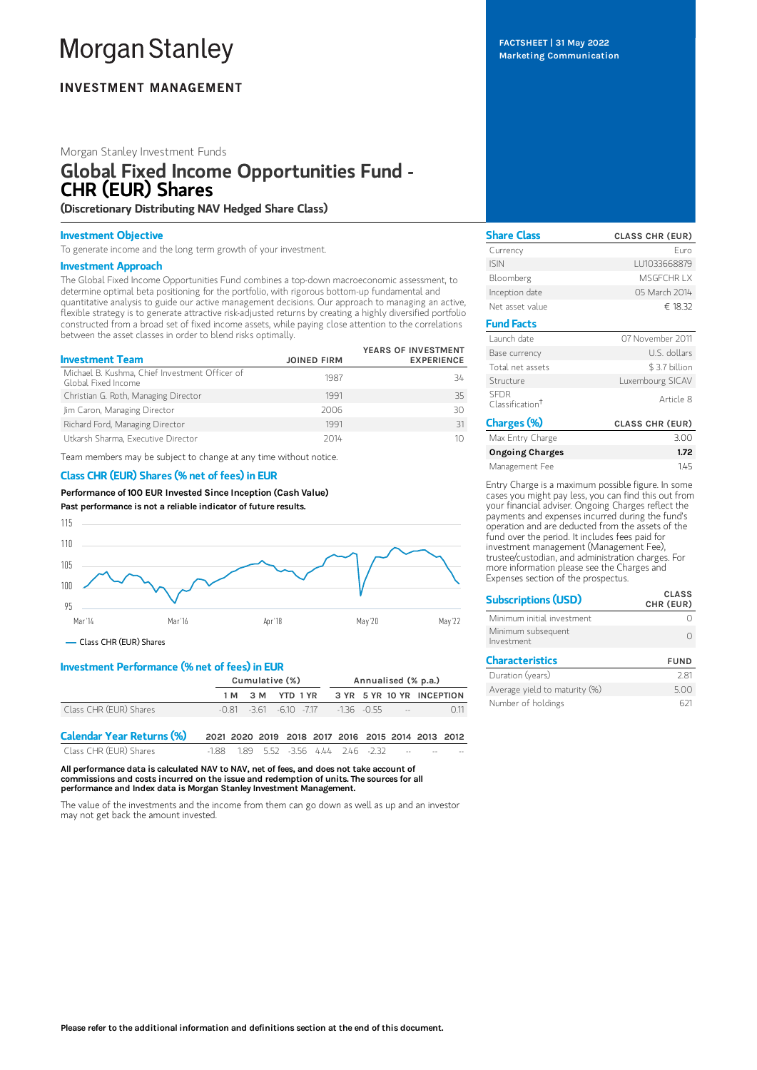# Morgan Stanley

**INVESTMENT MANAGEMENT**

FACTSHEET | 31 May 2022
Marketing Communication

Morgan Stanley Investment Funds

## Global Fixed Income Opportunities Fund - CHR (EUR) Shares

**(Discretionary Distributing NAV Hedged Share Class)**

### Investment Objective

To generate income and the long term growth of your investment.

### Investment Approach

The Global Fixed Income Opportunities Fund combines a top-down macroeconomic assessment, to determine optimal beta positioning for the portfolio, with rigorous bottom-up fundamental and quantitative analysis to guide our active management decisions. Our approach to managing an active, flexible strategy is to generate attractive risk-adjusted returns by creating a highly diversified portfolio constructed from a broad set of fixed income assets, while paying close attention to the correlations between the asset classes in order to blend risks optimally.

| Investment Team | JOINED FIRM | YEARS OF INVESTMENT EXPERIENCE |
|---|---|---|
| Michael B. Kushma, Chief Investment Officer of Global Fixed Income | 1987 | 34 |
| Christian G. Roth, Managing Director | 1991 | 35 |
| Jim Caron, Managing Director | 2006 | 30 |
| Richard Ford, Managing Director | 1991 | 31 |
| Utkarsh Sharma, Executive Director | 2014 | 10 |

Team members may be subject to change at any time without notice.

### Class CHR (EUR) Shares (% net of fees) in EUR

**Performance of 100 EUR Invested Since Inception (Cash Value)**

**Past performance is not a reliable indicator of future results.**

— Class CHR (EUR) Shares

### Investment Performance (% net of fees) in EUR

| | Cumulative (%) | | | | Annualised (% p.a.) | | | |
|---|---|---|---|---|---|---|---|---|
| | 1 M | 3 M | YTD | 1 YR | 3 YR | 5 YR | 10 YR | INCEPTION |
| Class CHR (EUR) Shares | -0.81 | -3.61 | -6.10 | -7.17 | -1.36 | -0.55 | -- | 0.11 |

| Calendar Year Returns (%) | 2021 | 2020 | 2019 | 2018 | 2017 | 2016 | 2015 | 2014 | 2013 | 2012 |
|---|---|---|---|---|---|---|---|---|---|---|
| Class CHR (EUR) Shares | -1.88 | 1.89 | 5.52 | -3.56 | 4.44 | 2.46 | -2.32 | -- | -- | -- |

**All performance data is calculated NAV to NAV, net of fees, and does not take account of commissions and costs incurred on the issue and redemption of units. The sources for all performance and Index data is Morgan Stanley Investment Management.**

The value of the investments and the income from them can go down as well as up and an investor may not get back the amount invested.

| Share Class | CLASS CHR (EUR) |
|---|---|
| Currency | Euro |
| ISIN | LU1033668879 |
| Bloomberg | MSGFCHR LX |
| Inception date | 05 March 2014 |
| Net asset value | € 18.32 |

| Fund Facts | |
|---|---|
| Launch date | 07 November 2011 |
| Base currency | U.S. dollars |
| Total net assets | $ 3.7 billion |
| Structure | Luxembourg SICAV |
| SFDR Classification† | Article 8 |

| Charges (%) | CLASS CHR (EUR) |
|---|---|
| Max Entry Charge | 3.00 |
| **Ongoing Charges** | **1.72** |
| Management Fee | 1.45 |

Entry Charge is a maximum possible figure. In some cases you might pay less, you can find this out from your financial adviser. Ongoing Charges reflect the payments and expenses incurred during the fund's operation and are deducted from the assets of the fund over the period. It includes fees paid for investment management (Management Fee), trustee/custodian, and administration charges. For more information please see the Charges and Expenses section of the prospectus.

| Subscriptions (USD) | CLASS CHR (EUR) |
|---|---|
| Minimum initial investment | 0 |
| Minimum subsequent Investment | 0 |

| Characteristics | FUND |
|---|---|
| Duration (years) | 2.81 |
| Average yield to maturity (%) | 5.00 |
| Number of holdings | 621 |

**Please refer to the additional information and definitions section at the end of this document.**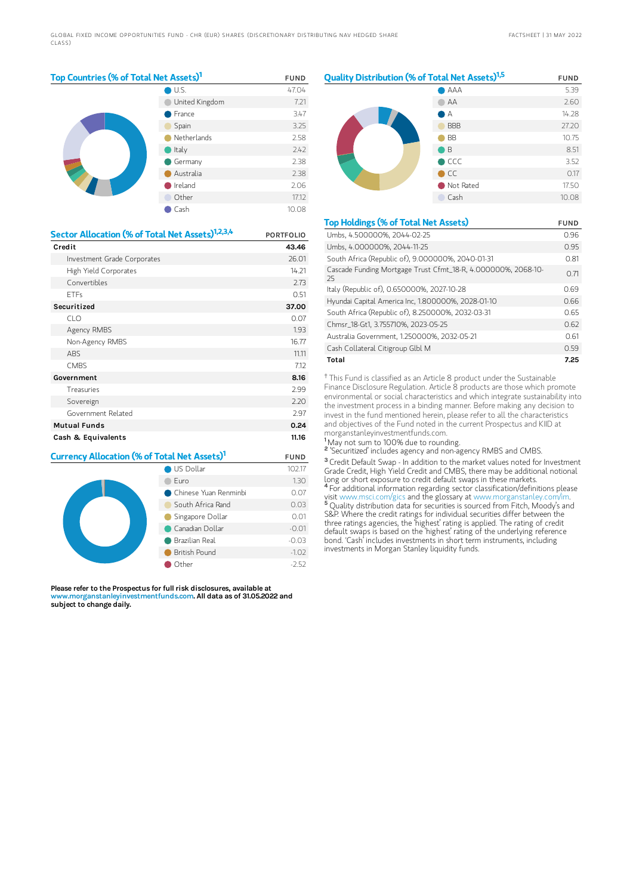## Top Countries (% of Total Net Assets)[1]

| | FUND |
|---|---|
| U.S. | 47.04 |
| United Kingdom | 7.21 |
| France | 3.47 |
| Spain | 3.25 |
| Netherlands | 2.58 |
| Italy | 2.42 |
| Germany | 2.38 |
| Australia | 2.38 |
| Ireland | 2.06 |
| Other | 17.12 |
| Cash | 10.08 |

## Sector Allocation (% of Total Net Assets)[1,2,3,4]

| | PORTFOLIO |
|---|---|
| **Credit** | **43.46** |
| Investment Grade Corporates | 26.01 |
| High Yield Corporates | 14.21 |
| Convertibles | 2.73 |
| ETFs | 0.51 |
| **Securitized** | **37.00** |
| CLO | 0.07 |
| Agency RMBS | 1.93 |
| Non-Agency RMBS | 16.77 |
| ABS | 11.11 |
| CMBS | 7.12 |
| **Government** | **8.16** |
| Treasuries | 2.99 |
| Sovereign | 2.20 |
| Government Related | 2.97 |
| **Mutual Funds** | **0.24** |
| **Cash & Equivalents** | **11.16** |

## Currency Allocation (% of Total Net Assets)[1]

| | FUND |
|---|---|
| US Dollar | 102.17 |
| Euro | 1.30 |
| Chinese Yuan Renminbi | 0.07 |
| South Africa Rand | 0.03 |
| Singapore Dollar | 0.01 |
| Canadian Dollar | -0.01 |
| Brazilian Real | -0.03 |
| British Pound | -1.02 |
| Other | -2.52 |

**Please refer to the Prospectus for full risk disclosures, available at www.morganstanleyinvestmentfunds.com. All data as of 31.05.2022 and subject to change daily.**

## Quality Distribution (% of Total Net Assets)[1,5]

| | FUND |
|---|---|
| AAA | 5.39 |
| AA | 2.60 |
| A | 14.28 |
| BBB | 27.20 |
| BB | 10.75 |
| B | 8.51 |
| CCC | 3.52 |
| CC | 0.17 |
| Not Rated | 17.50 |
| Cash | 10.08 |

## Top Holdings (% of Total Net Assets)

| | FUND |
|---|---|
| Umbs, 4.500000%, 2044-02-25 | 0.96 |
| Umbs, 4.000000%, 2044-11-25 | 0.95 |
| South Africa (Republic of), 9.000000%, 2040-01-31 | 0.81 |
| Cascade Funding Mortgage Trust Cfmt_18-R, 4.000000%, 2068-10-25 | 0.71 |
| Italy (Republic of), 0.650000%, 2027-10-28 | 0.69 |
| Hyundai Capital America Inc, 1.800000%, 2028-01-10 | 0.66 |
| South Africa (Republic of), 8.250000%, 2032-03-31 | 0.65 |
| Chmsr_18-Gt1, 3.755710%, 2023-05-25 | 0.62 |
| Australia Government, 1.250000%, 2032-05-21 | 0.61 |
| Cash Collateral Citigroup Glbl M | 0.59 |
| **Total** | **7.25** |

† This Fund is classified as an Article 8 product under the Sustainable Finance Disclosure Regulation. Article 8 products are those which promote environmental or social characteristics and which integrate sustainability into the investment process in a binding manner. Before making any decision to invest in the fund mentioned herein, please refer to all the characteristics and objectives of the Fund noted in the current Prospectus and KIID at morganstanleyinvestmentfunds.com.

[1] May not sum to 100% due to rounding.

[2] 'Securitized' includes agency and non-agency RMBS and CMBS.

[3] Credit Default Swap - In addition to the market values noted for Investment Grade Credit, High Yield Credit and CMBS, there may be additional notional long or short exposure to credit default swaps in these markets.

[4] For additional information regarding sector classification/definitions please visit www.msci.com/gics and the glossary at www.morganstanley.com/im.

[5] Quality distribution data for securities is sourced from Fitch, Moody's and S&P. Where the credit ratings for individual securities differ between the three ratings agencies, the 'highest' rating is applied. The rating of credit default swaps is based on the 'highest' rating of the underlying reference bond. 'Cash' includes investments in short term instruments, including investments in Morgan Stanley liquidity funds.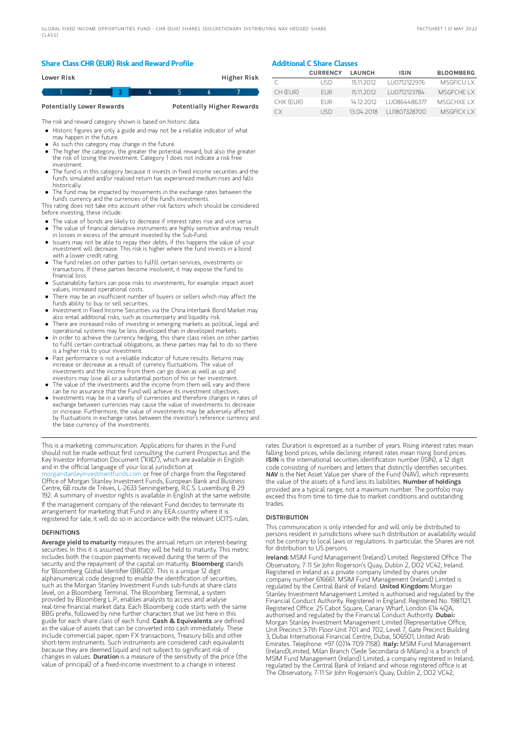## Share Class CHR (EUR) Risk and Reward Profile

| Lower Risk | | | | | | Higher Risk |
|---|---|---|---|---|---|---|
| 1 | 2 | **3** | 4 | 5 | 6 | 7 |
| Potentially Lower Rewards | | | | | | Potentially Higher Rewards |

The risk and reward category shown is based on historic data.

- Historic figures are only a guide and may not be a reliable indicator of what may happen in the future.
- As such this category may change in the future.
- The higher the category, the greater the potential reward, but also the greater the risk of losing the investment. Category 1 does not indicate a risk free investment.
- The fund is in this category because it invests in fixed income securities and the fund's simulated and/or realised return has experienced medium rises and falls historically.
- The fund may be impacted by movements in the exchange rates between the fund's currency and the currencies of the fund's investments.

This rating does not take into account other risk factors which should be considered before investing, these include:

- The value of bonds are likely to decrease if interest rates rise and vice versa.
- The value of financial derivative instruments are highly sensitive and may result in losses in excess of the amount invested by the Sub-Fund.
- Issuers may not be able to repay their debts, if this happens the value of your investment will decrease. This risk is higher where the fund invests in a bond with a lower credit rating.
- The fund relies on other parties to fulfill certain services, investments or transactions. If these parties become insolvent, it may expose the fund to financial loss.
- Sustainability factors can pose risks to investments, for example: impact asset values, increased operational costs.
- There may be an insufficient number of buyers or sellers which may affect the funds ability to buy or sell securities.
- Investment in Fixed Income Securities via the China Interbank Bond Market may also entail additional risks, such as counterparty and liquidity risk.
- There are increased risks of investing in emerging markets as political, legal and operational systems may be less developed than in developed markets.
- In order to achieve the currency hedging, this share class relies on other parties to fulfil certain contractual obligations, as these parties may fail to do so there is a higher risk to your investment.
- Past performance is not a reliable indicator of future results. Returns may increase or decrease as a result of currency fluctuations. The value of investments and the income from them can go down as well as up and investors may lose all or a substantial portion of his or her investment.
- The value of the investments and the income from them will vary and there can be no assurance that the Fund will achieve its investment objectives.
- Investments may be in a variety of currencies and therefore changes in rates of exchange between currencies may cause the value of investments to decrease or increase. Furthermore, the value of investments may be adversely affected by fluctuations in exchange rates between the investor's reference currency and the base currency of the investments.

## Additional C Share Classes

| | CURRENCY | LAUNCH | ISIN | BLOOMBERG |
|---|---|---|---|---|
| C | USD | 15.11.2012 | LU0712122976 | MSGFICU LX |
| CH (EUR) | EUR | 15.11.2012 | LU0712123784 | MSGFCHE LX |
| CHX (EUR) | EUR | 14.12.2012 | LU0864486377 | MSGCHXE LX |
| CX | USD | 13.04.2018 | LU1807328700 | MSGFICX LX |

This is a marketing communication. Applications for shares in the Fund should not be made without first consulting the current Prospectus and the Key Investor Information Document ("KIID"), which are available in English and in the official language of your local jurisdiction at morganstanleyinvestmentfunds.com or free of charge from the Registered Office of Morgan Stanley Investment Funds, European Bank and Business Centre, 6B route de Trèves, L-2633 Senningerberg, R.C.S. Luxemburg B 29 192. A summary of investor rights is available in English at the same website.

If the management company of the relevant Fund decides to terminate its arrangement for marketing that Fund in any EEA country where it is registered for sale, it will do so in accordance with the relevant UCITS rules.

### DEFINITIONS

**Average yield to maturity** measures the annual return on interest-bearing securities. In this it is assumed that they will be held to maturity. This metric includes both the coupon payments received during the term of the security and the repayment of the capital on maturity. **Bloomberg** stands for 'Bloomberg Global Identifier (BBGID)'. This is a unique 12 digit alphanumerical code designed to enable the identification of securities, such as the Morgan Stanley Investment Funds sub-funds at share class level, on a Bloomberg Terminal. The Bloomberg Terminal, a system provided by Bloomberg L.P., enables analysts to access and analyse real-time financial market data. Each Bloomberg code starts with the same BBG prefix, followed by nine further characters that we list here in this guide for each share class of each fund. **Cash & Equivalents** are defined as the value of assets that can be converted into cash immediately. These include commercial paper, open FX transactions, Treasury bills and other short-term instruments. Such instruments are considered cash equivalents because they are deemed liquid and not subject to significant risk of changes in values. **Duration** is a measure of the sensitivity of the price (the value of principal) of a fixed-income investment to a change in interest rates. Duration is expressed as a number of years. Rising interest rates mean falling bond prices, while declining interest rates mean rising bond prices. **ISIN** is the international securities identification number (ISIN), a 12 digit code consisting of numbers and letters that distinctly identifies securities. **NAV** is the Net Asset Value per share of the Fund (NAV), which represents the value of the assets of a fund less its liabilities. **Number of holdings** provided are a typical range, not a maximum number. The portfolio may exceed this from time to time due to market conditions and outstanding trades.

### DISTRIBUTION

This communication is only intended for and will only be distributed to persons resident in jurisdictions where such distribution or availability would not be contrary to local laws or regulations. In particular, the Shares are not for distribution to US persons.

**Ireland:** MSIM Fund Management (Ireland) Limited. Registered Office: The Observatory, 7-11 Sir John Rogerson's Quay, Dublin 2, D02 VC42, Ireland. Registered in Ireland as a private company limited by shares under company number 616661. MSIM Fund Management (Ireland) Limited is regulated by the Central Bank of Ireland. **United Kingdom:** Morgan Stanley Investment Management Limited is authorised and regulated by the Financial Conduct Authority. Registered in England. Registered No. 1981121. Registered Office: 25 Cabot Square, Canary Wharf, London E14 4QA, authorised and regulated by the Financial Conduct Authority. **Dubai:** Morgan Stanley Investment Management Limited (Representative Office, Unit Precinct 3-7th Floor-Unit 701 and 702, Level 7, Gate Precinct Building 3, Dubai International Financial Centre, Dubai, 506501, United Arab Emirates. Telephone: +97 (0)14 709 7158). **Italy:** MSIM Fund Management (Ireland)Limited, Milan Branch (Sede Secondaria di Milano) is a branch of MSIM Fund Management (Ireland) Limited, a company registered in Ireland, regulated by the Central Bank of Ireland and whose registered office is at The Observatory, 7-11 Sir John Rogerson's Quay, Dublin 2, D02 VC42,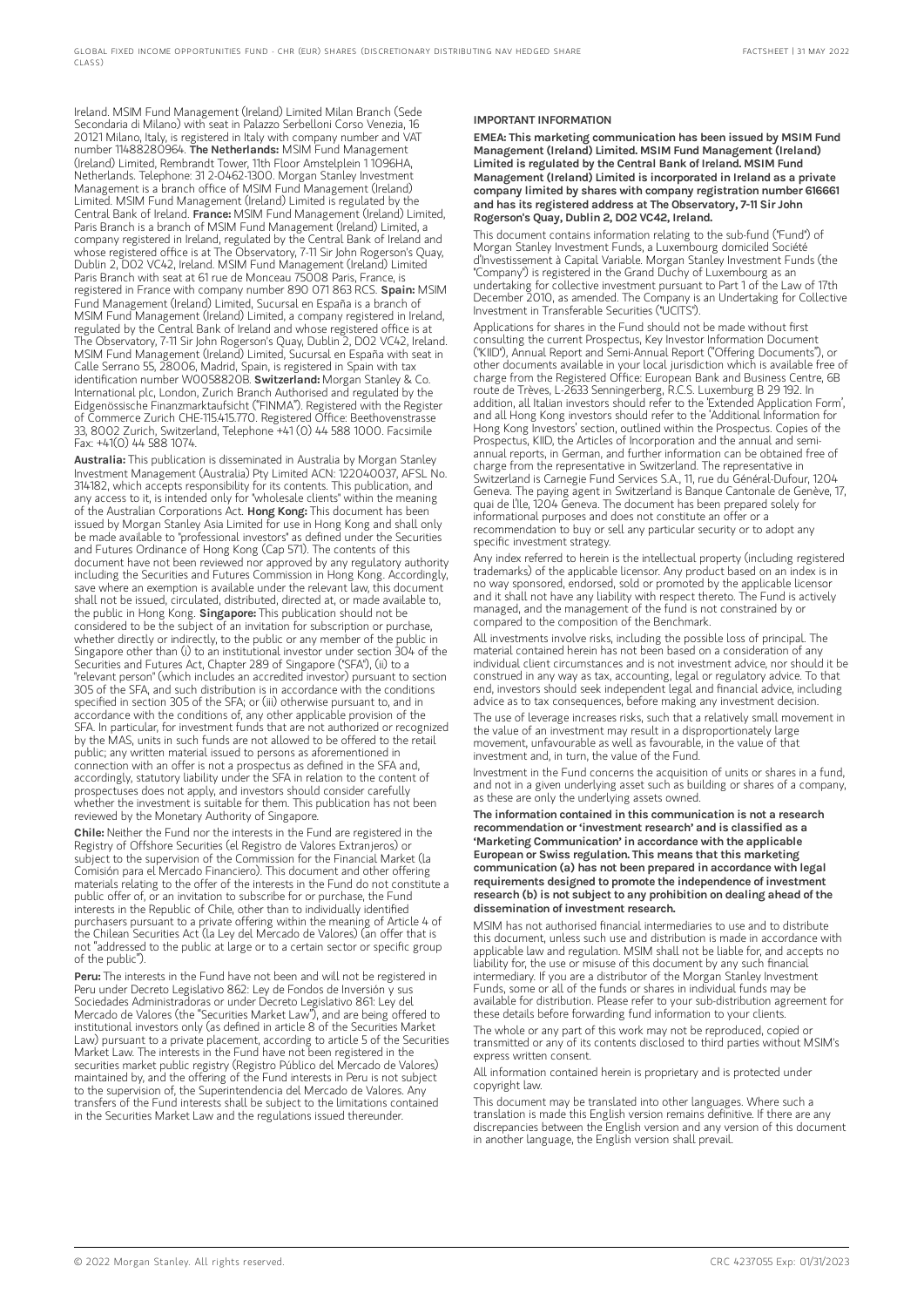Ireland. MSIM Fund Management (Ireland) Limited Milan Branch (Sede Secondaria di Milano) with seat in Palazzo Serbelloni Corso Venezia, 16 20121 Milano, Italy, is registered in Italy with company number and VAT number 11488280964. **The Netherlands:** MSIM Fund Management (Ireland) Limited, Rembrandt Tower, 11th Floor Amstelplein 1 1096HA, Netherlands. Telephone: 31 2-0462-1300. Morgan Stanley Investment Management is a branch office of MSIM Fund Management (Ireland) Limited. MSIM Fund Management (Ireland) Limited is regulated by the Central Bank of Ireland. **France:** MSIM Fund Management (Ireland) Limited, Paris Branch is a branch of MSIM Fund Management (Ireland) Limited, a company registered in Ireland, regulated by the Central Bank of Ireland and whose registered office is at The Observatory, 7-11 Sir John Rogerson's Quay, Dublin 2, D02 VC42, Ireland. MSIM Fund Management (Ireland) Limited Paris Branch with seat at 61 rue de Monceau 75008 Paris, France, is registered in France with company number 890 071 863 RCS. **Spain:** MSIM Fund Management (Ireland) Limited, Sucursal en España is a branch of MSIM Fund Management (Ireland) Limited, a company registered in Ireland, regulated by the Central Bank of Ireland and whose registered office is at The Observatory, 7-11 Sir John Rogerson's Quay, Dublin 2, D02 VC42, Ireland. MSIM Fund Management (Ireland) Limited, Sucursal en España with seat in Calle Serrano 55, 28006, Madrid, Spain, is registered in Spain with tax identification number W0058820B. **Switzerland:** Morgan Stanley & Co. International plc, London, Zurich Branch Authorised and regulated by the Eidgenössische Finanzmarktaufsicht ("FINMA"). Registered with the Register of Commerce Zurich CHE-115.415.770. Registered Office: Beethovenstrasse 33, 8002 Zurich, Switzerland, Telephone +41 (0) 44 588 1000. Facsimile Fax: +41(0) 44 588 1074.

**Australia:** This publication is disseminated in Australia by Morgan Stanley Investment Management (Australia) Pty Limited ACN: 122040037, AFSL No. 314182, which accepts responsibility for its contents. This publication, and any access to it, is intended only for "wholesale clients" within the meaning of the Australian Corporations Act. **Hong Kong:** This document has been issued by Morgan Stanley Asia Limited for use in Hong Kong and shall only be made available to "professional investors" as defined under the Securities and Futures Ordinance of Hong Kong (Cap 571). The contents of this document have not been reviewed nor approved by any regulatory authority including the Securities and Futures Commission in Hong Kong. Accordingly, save where an exemption is available under the relevant law, this document shall not be issued, circulated, distributed, directed at, or made available to, the public in Hong Kong. **Singapore:** This publication should not be considered to be the subject of an invitation for subscription or purchase, whether directly or indirectly, to the public or any member of the public in Singapore other than (i) to an institutional investor under section 304 of the Securities and Futures Act, Chapter 289 of Singapore ("SFA"), (ii) to a "relevant person" (which includes an accredited investor) pursuant to section 305 of the SFA, and such distribution is in accordance with the conditions specified in section 305 of the SFA; or (iii) otherwise pursuant to, and in accordance with the conditions of, any other applicable provision of the SFA. In particular, for investment funds that are not authorized or recognized by the MAS, units in such funds are not allowed to be offered to the retail public; any written material issued to persons as aforementioned in connection with an offer is not a prospectus as defined in the SFA and, accordingly, statutory liability under the SFA in relation to the content of prospectuses does not apply, and investors should consider carefully whether the investment is suitable for them. This publication has not been reviewed by the Monetary Authority of Singapore.

**Chile:** Neither the Fund nor the interests in the Fund are registered in the Registry of Offshore Securities (el Registro de Valores Extranjeros) or subject to the supervision of the Commission for the Financial Market (la Comisión para el Mercado Financiero). This document and other offering materials relating to the offer of the interests in the Fund do not constitute a public offer of, or an invitation to subscribe for or purchase, the Fund interests in the Republic of Chile, other than to individually identified purchasers pursuant to a private offering within the meaning of Article 4 of the Chilean Securities Act (la Ley del Mercado de Valores) (an offer that is not "addressed to the public at large or to a certain sector or specific group of the public").

**Peru:** The interests in the Fund have not been and will not be registered in Peru under Decreto Legislativo 862: Ley de Fondos de Inversión y sus Sociedades Administradoras or under Decreto Legislativo 861: Ley del Mercado de Valores (the "Securities Market Law"), and are being offered to institutional investors only (as defined in article 8 of the Securities Market Law) pursuant to a private placement, according to article 5 of the Securities Market Law. The interests in the Fund have not been registered in the securities market public registry (Registro Público del Mercado de Valores) maintained by, and the offering of the Fund interests in Peru is not subject to the supervision of, the Superintendencia del Mercado de Valores. Any transfers of the Fund interests shall be subject to the limitations contained in the Securities Market Law and the regulations issued thereunder.

## IMPORTANT INFORMATION

**EMEA: This marketing communication has been issued by MSIM Fund Management (Ireland) Limited. MSIM Fund Management (Ireland) Limited is regulated by the Central Bank of Ireland. MSIM Fund Management (Ireland) Limited is incorporated in Ireland as a private company limited by shares with company registration number 616661 and has its registered address at The Observatory, 7-11 Sir John Rogerson's Quay, Dublin 2, D02 VC42, Ireland.**

This document contains information relating to the sub-fund ("Fund") of Morgan Stanley Investment Funds, a Luxembourg domiciled Société d'Investissement à Capital Variable. Morgan Stanley Investment Funds (the "Company") is registered in the Grand Duchy of Luxembourg as an undertaking for collective investment pursuant to Part 1 of the Law of 17th December 2010, as amended. The Company is an Undertaking for Collective Investment in Transferable Securities ("UCITS").

Applications for shares in the Fund should not be made without first consulting the current Prospectus, Key Investor Information Document ("KIID"), Annual Report and Semi-Annual Report ("Offering Documents"), or other documents available in your local jurisdiction which is available free of charge from the Registered Office: European Bank and Business Centre, 6B route de Trèves, L-2633 Senningerberg, R.C.S. Luxemburg B 29 192. In addition, all Italian investors should refer to the 'Extended Application Form', and all Hong Kong investors should refer to the 'Additional Information for Hong Kong Investors' section, outlined within the Prospectus. Copies of the Prospectus, KIID, the Articles of Incorporation and the annual and semi-annual reports, in German, and further information can be obtained free of charge from the representative in Switzerland. The representative in Switzerland is Carnegie Fund Services S.A., 11, rue du Général-Dufour, 1204 Geneva. The paying agent in Switzerland is Banque Cantonale de Genève, 17, quai de l'Ile, 1204 Geneva. The document has been prepared solely for informational purposes and does not constitute an offer or a recommendation to buy or sell any particular security or to adopt any specific investment strategy.

Any index referred to herein is the intellectual property (including registered trademarks) of the applicable licensor. Any product based on an index is in no way sponsored, endorsed, sold or promoted by the applicable licensor and it shall not have any liability with respect thereto. The Fund is actively managed, and the management of the fund is not constrained by or compared to the composition of the Benchmark.

All investments involve risks, including the possible loss of principal. The material contained herein has not been based on a consideration of any individual client circumstances and is not investment advice, nor should it be construed in any way as tax, accounting, legal or regulatory advice. To that end, investors should seek independent legal and financial advice, including advice as to tax consequences, before making any investment decision.

The use of leverage increases risks, such that a relatively small movement in the value of an investment may result in a disproportionately large movement, unfavourable as well as favourable, in the value of that investment and, in turn, the value of the Fund.

Investment in the Fund concerns the acquisition of units or shares in a fund, and not in a given underlying asset such as building or shares of a company, as these are only the underlying assets owned.

**The information contained in this communication is not a research recommendation or 'investment research' and is classified as a 'Marketing Communication' in accordance with the applicable European or Swiss regulation. This means that this marketing communication (a) has not been prepared in accordance with legal requirements designed to promote the independence of investment research (b) is not subject to any prohibition on dealing ahead of the dissemination of investment research.**

MSIM has not authorised financial intermediaries to use and to distribute this document, unless such use and distribution is made in accordance with applicable law and regulation. MSIM shall not be liable for, and accepts no liability for, the use or misuse of this document by any such financial intermediary. If you are a distributor of the Morgan Stanley Investment Funds, some or all of the funds or shares in individual funds may be available for distribution. Please refer to your sub-distribution agreement for these details before forwarding fund information to your clients.

The whole or any part of this work may not be reproduced, copied or transmitted or any of its contents disclosed to third parties without MSIM's express written consent.

All information contained herein is proprietary and is protected under copyright law.

This document may be translated into other languages. Where such a translation is made this English version remains definitive. If there are any discrepancies between the English version and any version of this document in another language, the English version shall prevail.

© 2022 Morgan Stanley. All rights reserved.

CRC 4237055 Exp: 01/31/2023